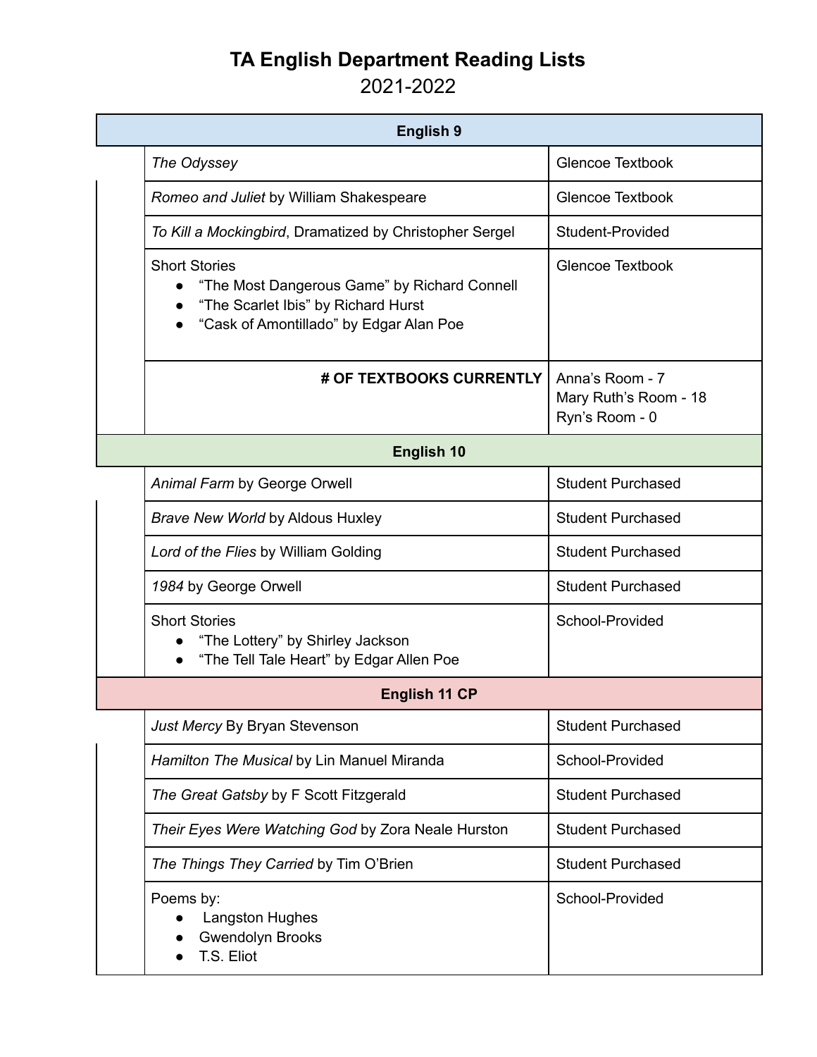# TA English Department Reading Lists

2021-2022

| English 9 | |
|---|---|
| *The Odyssey* | Glencoe Textbook |
| *Romeo and Juliet* by William Shakespeare | Glencoe Textbook |
| *To Kill a Mockingbird*, Dramatized by Christopher Sergel | Student-Provided |
| Short Stories<br>● "The Most Dangerous Game" by Richard Connell<br>● "The Scarlet Ibis" by Richard Hurst<br>● "Cask of Amontillado" by Edgar Alan Poe | Glencoe Textbook |
| **# OF TEXTBOOKS CURRENTLY** | Anna's Room - 7<br>Mary Ruth's Room - 18<br>Ryn's Room - 0 |
| **English 10** | |
| *Animal Farm* by George Orwell | Student Purchased |
| *Brave New World* by Aldous Huxley | Student Purchased |
| *Lord of the Flies* by William Golding | Student Purchased |
| *1984* by George Orwell | Student Purchased |
| Short Stories<br>● "The Lottery" by Shirley Jackson<br>● "The Tell Tale Heart" by Edgar Allen Poe | School-Provided |
| **English 11 CP** | |
| *Just Mercy* By Bryan Stevenson | Student Purchased |
| *Hamilton The Musical* by Lin Manuel Miranda | School-Provided |
| *The Great Gatsby* by F Scott Fitzgerald | Student Purchased |
| *Their Eyes Were Watching God* by Zora Neale Hurston | Student Purchased |
| *The Things They Carried* by Tim O'Brien | Student Purchased |
| Poems by:<br>● Langston Hughes<br>● Gwendolyn Brooks<br>● T.S. Eliot | School-Provided |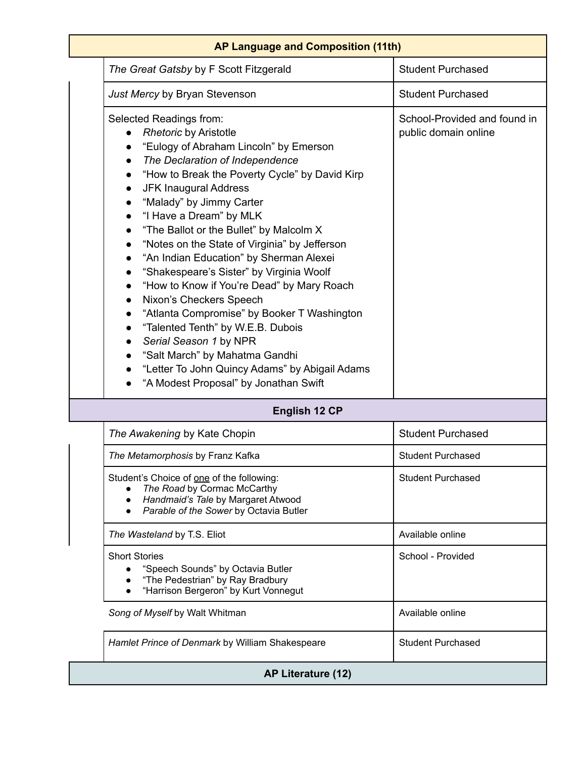| AP Language and Composition (11th) | |
|---|---|
| *The Great Gatsby* by F Scott Fitzgerald | Student Purchased |
| *Just Mercy* by Bryan Stevenson | Student Purchased |
| Selected Readings from:<br>● *Rhetoric* by Aristotle<br>● "Eulogy of Abraham Lincoln" by Emerson<br>● *The Declaration of Independence*<br>● "How to Break the Poverty Cycle" by David Kirp<br>● JFK Inaugural Address<br>● "Malady" by Jimmy Carter<br>● "I Have a Dream" by MLK<br>● "The Ballot or the Bullet" by Malcolm X<br>● "Notes on the State of Virginia" by Jefferson<br>● "An Indian Education" by Sherman Alexei<br>● "Shakespeare's Sister" by Virginia Woolf<br>● "How to Know if You're Dead" by Mary Roach<br>● Nixon's Checkers Speech<br>● "Atlanta Compromise" by Booker T Washington<br>● "Talented Tenth" by W.E.B. Dubois<br>● *Serial Season 1* by NPR<br>● "Salt March" by Mahatma Gandhi<br>● "Letter To John Quincy Adams" by Abigail Adams<br>● "A Modest Proposal" by Jonathan Swift | School-Provided and found in public domain online |

| English 12 CP | |
|---|---|
| *The Awakening* by Kate Chopin | Student Purchased |
| *The Metamorphosis* by Franz Kafka | Student Purchased |
| Student's Choice of <u>one</u> of the following:<br>● *The Road* by Cormac McCarthy<br>● *Handmaid's Tale* by Margaret Atwood<br>● *Parable of the Sower* by Octavia Butler | Student Purchased |
| *The Wasteland* by T.S. Eliot | Available online |
| Short Stories<br>● "Speech Sounds" by Octavia Butler<br>● "The Pedestrian" by Ray Bradbury<br>● "Harrison Bergeron" by Kurt Vonnegut | School - Provided |
| *Song of Myself* by Walt Whitman | Available online |
| *Hamlet Prince of Denmark* by William Shakespeare | Student Purchased |

| AP Literature (12) | |
|---|---|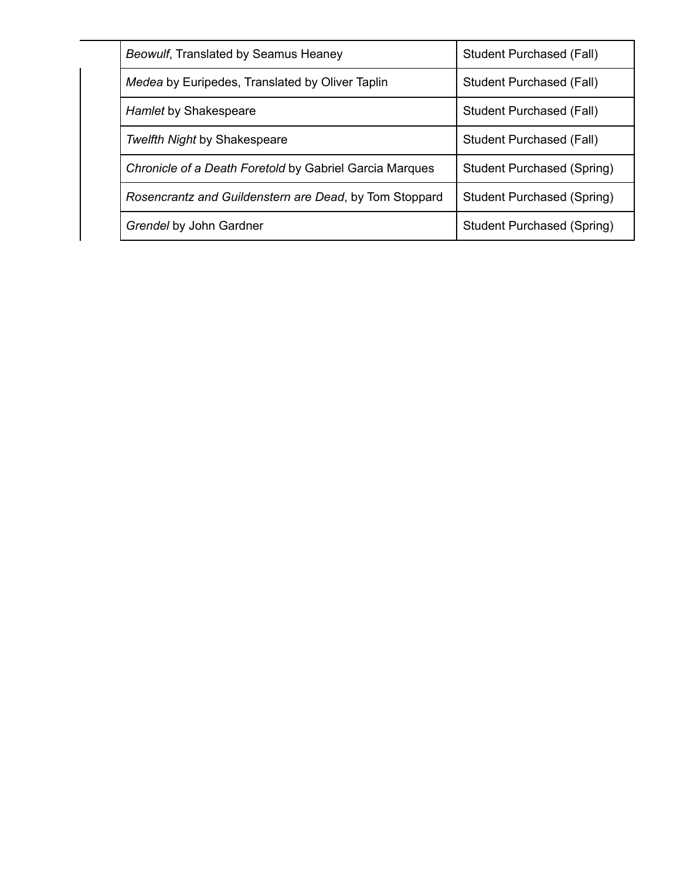| | |
|---|---|
| *Beowulf*, Translated by Seamus Heaney | Student Purchased (Fall) |
| *Medea* by Euripedes, Translated by Oliver Taplin | Student Purchased (Fall) |
| *Hamlet* by Shakespeare | Student Purchased (Fall) |
| *Twelfth Night* by Shakespeare | Student Purchased (Fall) |
| *Chronicle of a Death Foretold* by Gabriel Garcia Marques | Student Purchased (Spring) |
| *Rosencrantz and Guildenstern are Dead*, by Tom Stoppard | Student Purchased (Spring) |
| *Grendel* by John Gardner | Student Purchased (Spring) |